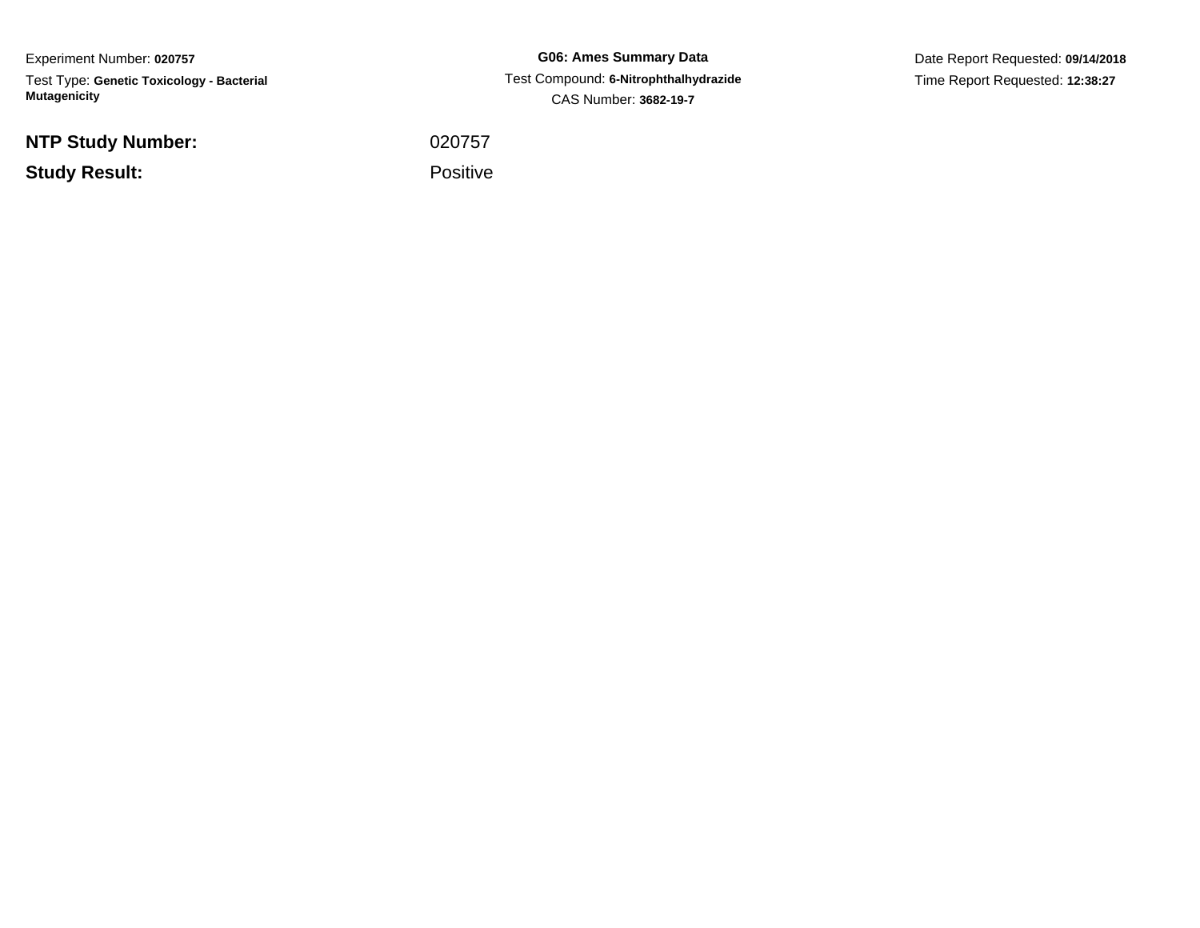Experiment Number: **020757**

Test Type: **Genetic Toxicology - Bacterial Mutagenicity**

**G06: Ames Summary Data**

Test Compound: **6-Nitrophthalhydrazide**

CAS Number: **3682-19-7**

Date Report Requested: **09/14/2018**

Time Report Requested: **12:38:27**

| | |
|---|---|
| **NTP Study Number:** | 020757 |
| **Study Result:** | Positive |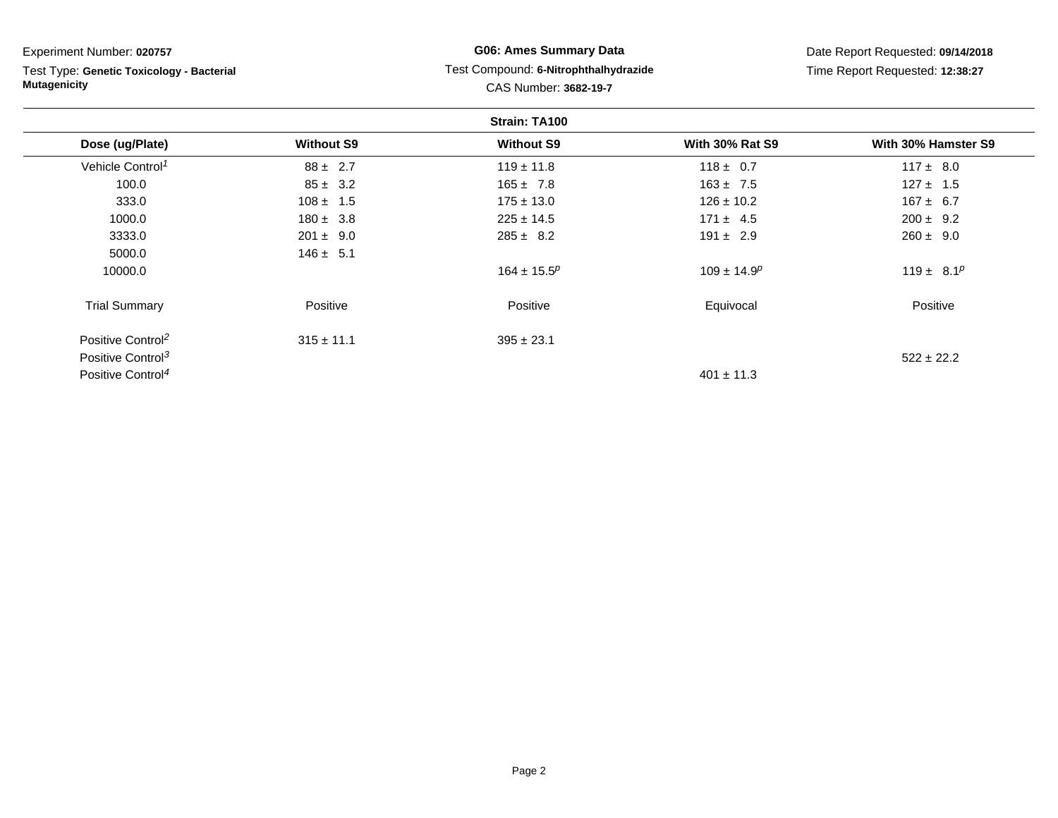Experiment Number: **020757**

Test Type: **Genetic Toxicology - Bacterial Mutagenicity**

**G06: Ames Summary Data**

Test Compound: **6-Nitrophthalhydrazide**

CAS Number: **3682-19-7**

Date Report Requested: **09/14/2018**

Time Report Requested: **12:38:27**

**Strain: TA100**

| Dose (ug/Plate) | Without S9 | Without S9 | With 30% Rat S9 | With 30% Hamster S9 |
|---|---|---|---|---|
| Vehicle Control[1] | 88 ± 2.7 | 119 ± 11.8 | 118 ± 0.7 | 117 ± 8.0 |
| 100.0 | 85 ± 3.2 | 165 ± 7.8 | 163 ± 7.5 | 127 ± 1.5 |
| 333.0 | 108 ± 1.5 | 175 ± 13.0 | 126 ± 10.2 | 167 ± 6.7 |
| 1000.0 | 180 ± 3.8 | 225 ± 14.5 | 171 ± 4.5 | 200 ± 9.2 |
| 3333.0 | 201 ± 9.0 | 285 ± 8.2 | 191 ± 2.9 | 260 ± 9.0 |
| 5000.0 | 146 ± 5.1 | | | |
| 10000.0 | | 164 ± 15.5[p] | 109 ± 14.9[p] | 119 ± 8.1[p] |
| Trial Summary | Positive | Positive | Equivocal | Positive |
| Positive Control[2] | 315 ± 11.1 | 395 ± 23.1 | | |
| Positive Control[3] | | | | 522 ± 22.2 |
| Positive Control[4] | | | 401 ± 11.3 | |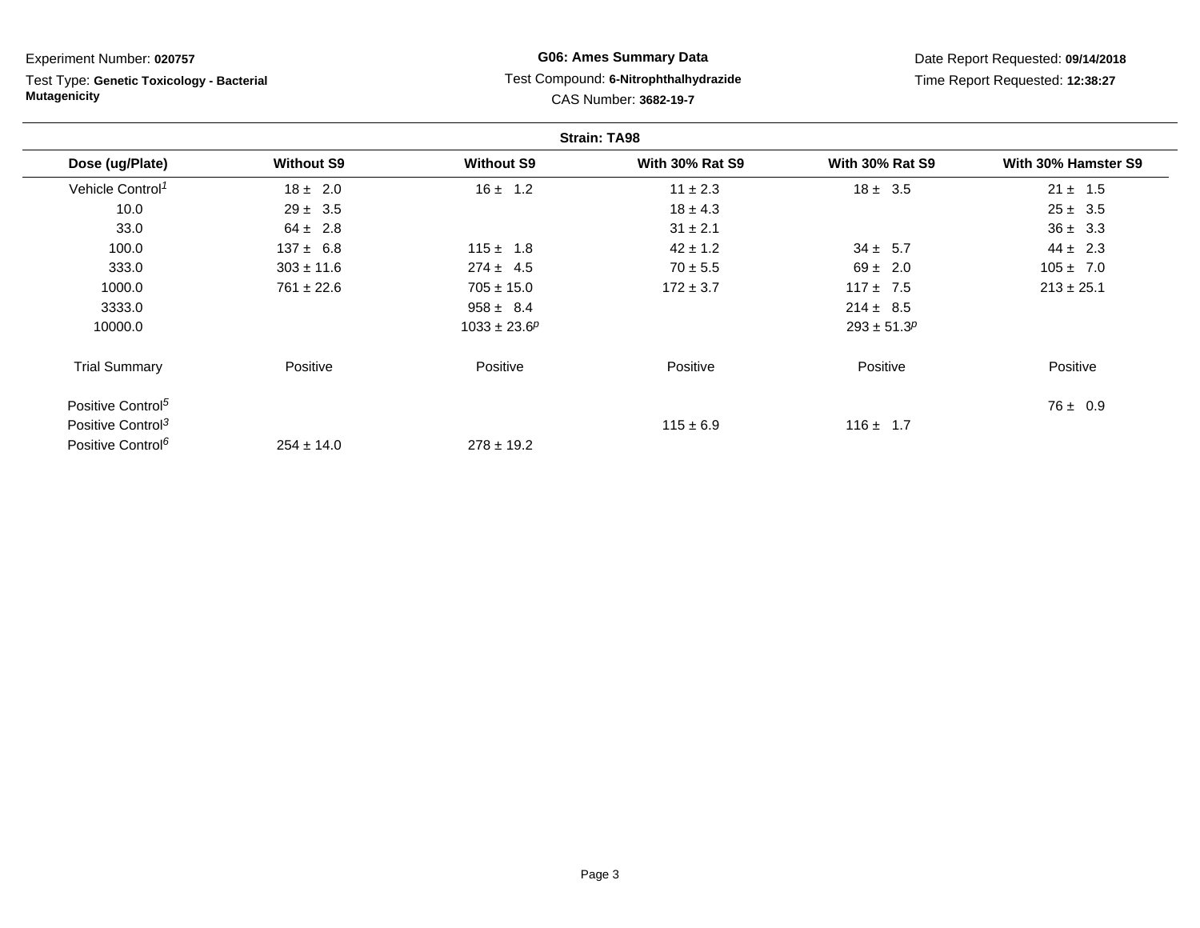Experiment Number: **020757**

Test Type: **Genetic Toxicology - Bacterial Mutagenicity**

**G06: Ames Summary Data**

Test Compound: **6-Nitrophthalhydrazide**

CAS Number: **3682-19-7**

Date Report Requested: **09/14/2018**

Time Report Requested: **12:38:27**

**Strain: TA98**

| Dose (ug/Plate) | Without S9 | Without S9 | With 30% Rat S9 | With 30% Rat S9 | With 30% Hamster S9 |
|---|---|---|---|---|---|
| Vehicle Control[1] | 18 ± 2.0 | 16 ± 1.2 | 11 ± 2.3 | 18 ± 3.5 | 21 ± 1.5 |
| 10.0 | 29 ± 3.5 | | 18 ± 4.3 | | 25 ± 3.5 |
| 33.0 | 64 ± 2.8 | | 31 ± 2.1 | | 36 ± 3.3 |
| 100.0 | 137 ± 6.8 | 115 ± 1.8 | 42 ± 1.2 | 34 ± 5.7 | 44 ± 2.3 |
| 333.0 | 303 ± 11.6 | 274 ± 4.5 | 70 ± 5.5 | 69 ± 2.0 | 105 ± 7.0 |
| 1000.0 | 761 ± 22.6 | 705 ± 15.0 | 172 ± 3.7 | 117 ± 7.5 | 213 ± 25.1 |
| 3333.0 | | 958 ± 8.4 | | 214 ± 8.5 | |
| 10000.0 | | 1033 ± 23.6[p] | | 293 ± 51.3[p] | |
| Trial Summary | Positive | Positive | Positive | Positive | Positive |
| Positive Control[5] | | | | | 76 ± 0.9 |
| Positive Control[3] | | | 115 ± 6.9 | 116 ± 1.7 | |
| Positive Control[6] | 254 ± 14.0 | 278 ± 19.2 | | | |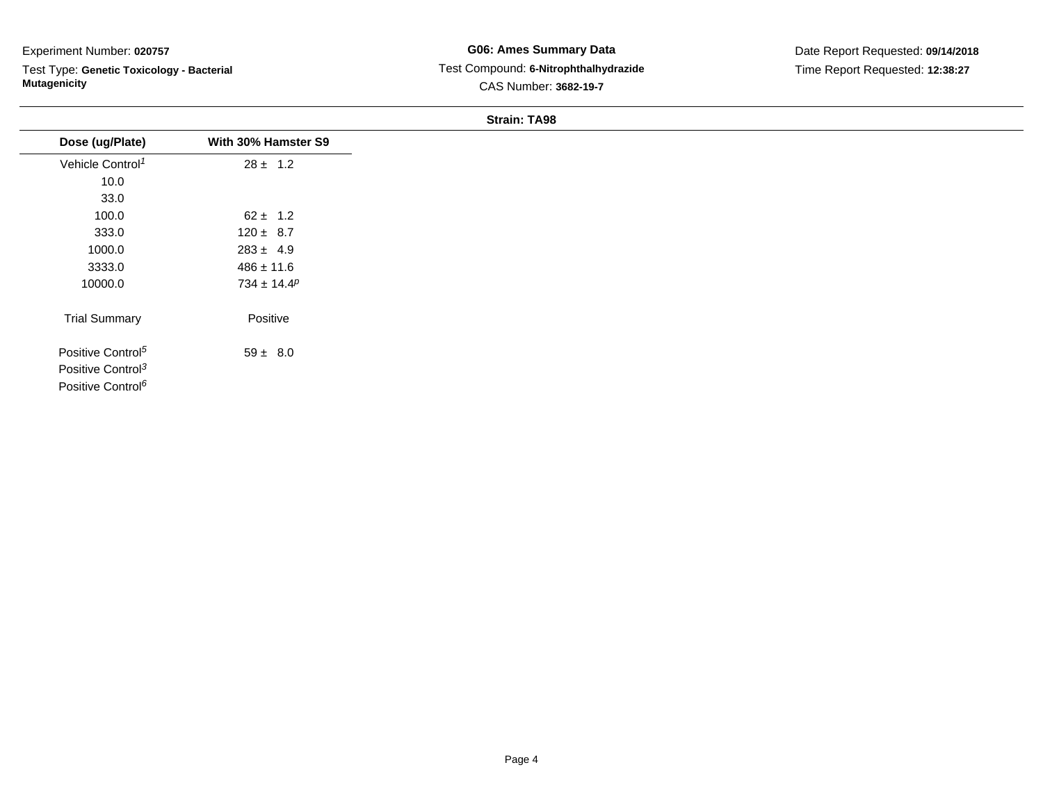Experiment Number: **020757**

Test Type: **Genetic Toxicology - Bacterial Mutagenicity**

**G06: Ames Summary Data**

Test Compound: **6-Nitrophthalhydrazide**

CAS Number: **3682-19-7**

Date Report Requested: **09/14/2018**

Time Report Requested: **12:38:27**

**Strain: TA98**

| Dose (ug/Plate) | With 30% Hamster S9 |
|---|---|
| Vehicle Control[1] | 28 ± 1.2 |
| 10.0 | |
| 33.0 | |
| 100.0 | 62 ± 1.2 |
| 333.0 | 120 ± 8.7 |
| 1000.0 | 283 ± 4.9 |
| 3333.0 | 486 ± 11.6 |
| 10000.0 | 734 ± 14.4[p] |
| Trial Summary | Positive |
| Positive Control[5] | 59 ± 8.0 |
| Positive Control[3] | |
| Positive Control[6] | |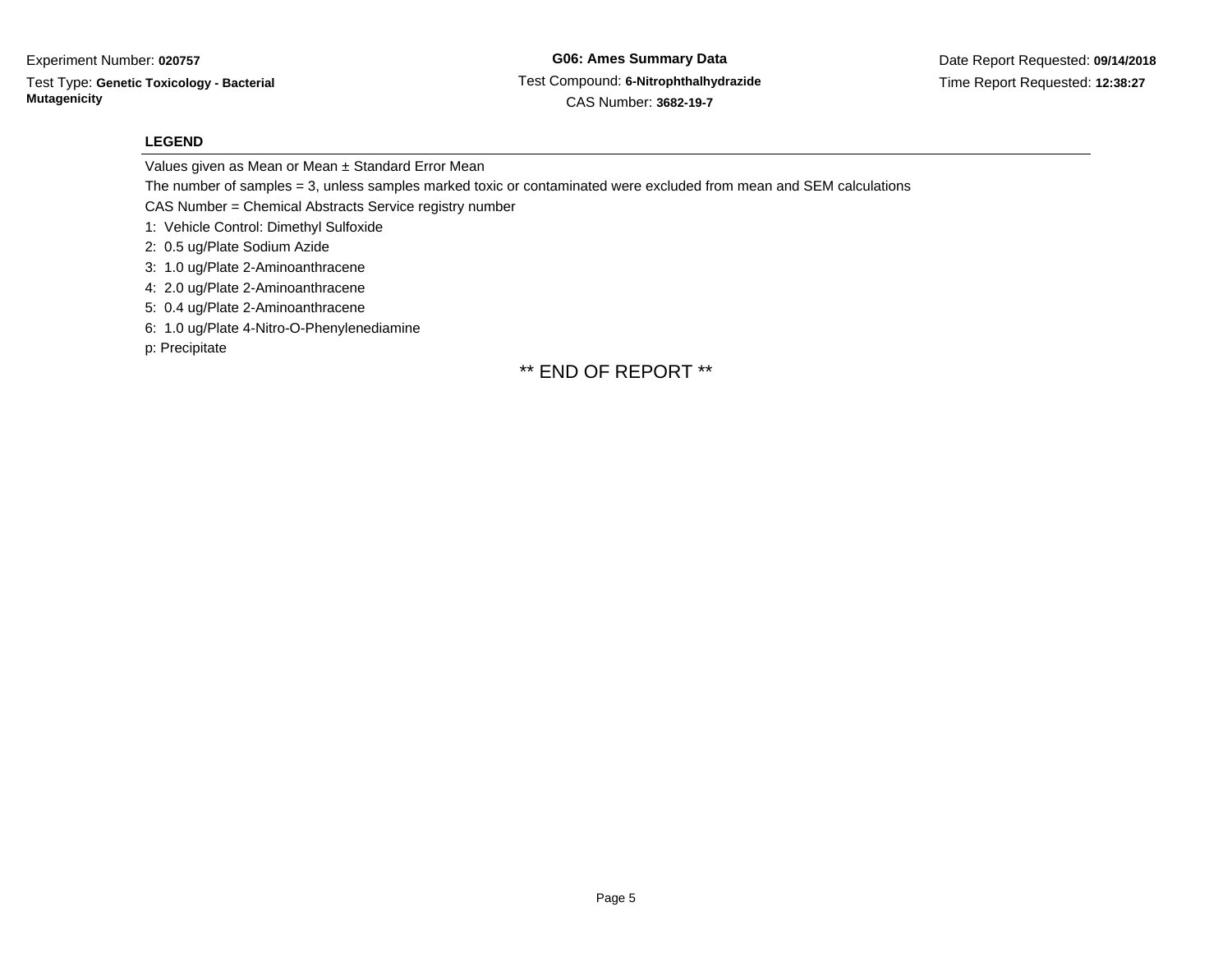### LEGEND

Values given as Mean or Mean ± Standard Error Mean

The number of samples = 3, unless samples marked toxic or contaminated were excluded from mean and SEM calculations

CAS Number = Chemical Abstracts Service registry number

1: Vehicle Control: Dimethyl Sulfoxide

2: 0.5 ug/Plate Sodium Azide

3: 1.0 ug/Plate 2-Aminoanthracene

4: 2.0 ug/Plate 2-Aminoanthracene

5: 0.4 ug/Plate 2-Aminoanthracene

6: 1.0 ug/Plate 4-Nitro-O-Phenylenediamine

p: Precipitate

** END OF REPORT **